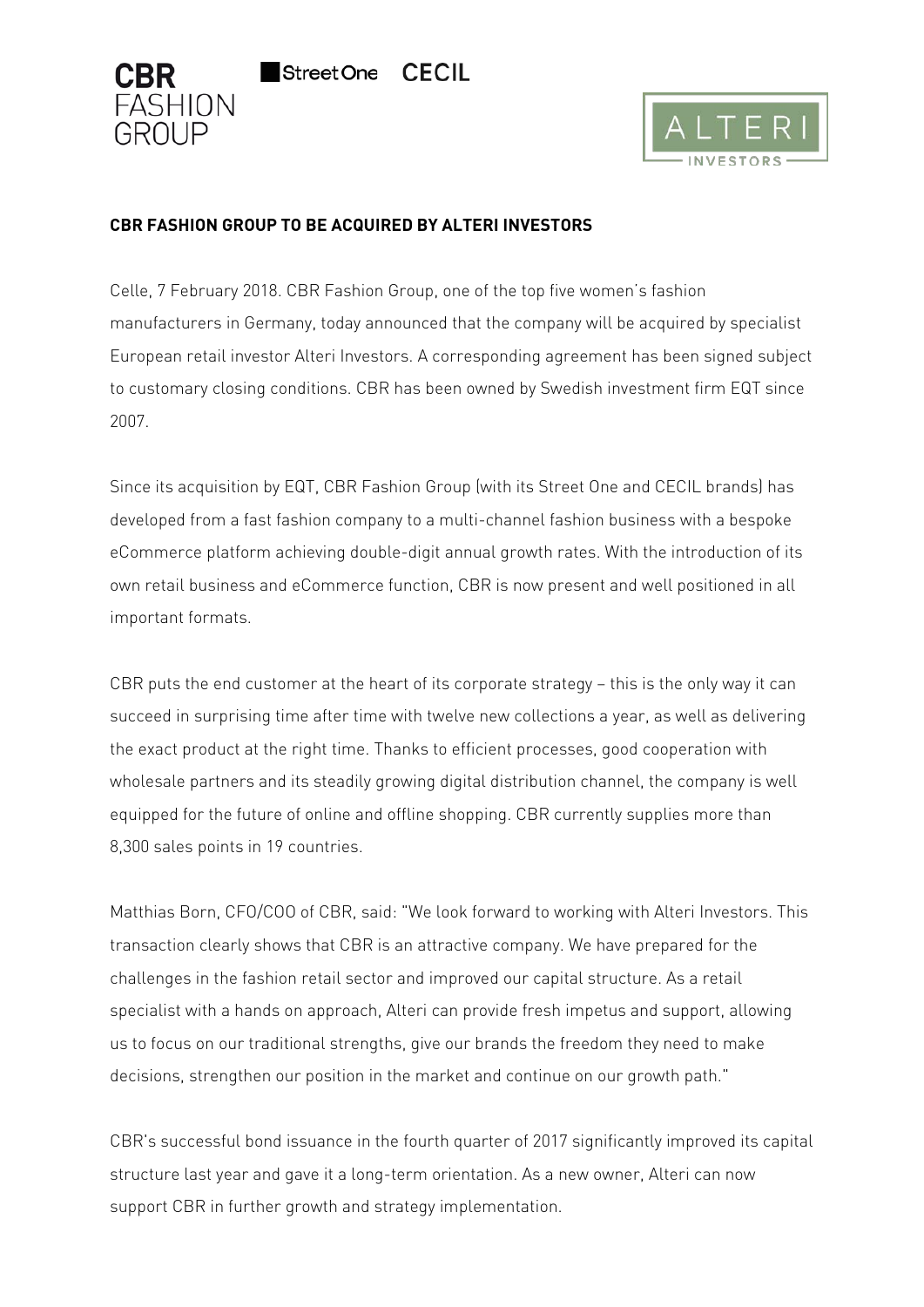**CBR FASHION GROUP TO BE ACQUIRED BY ALTERI INVESTORS**

Celle, 7 February 2018. CBR Fashion Group, one of the top five women's fashion manufacturers in Germany, today announced that the company will be acquired by specialist European retail investor Alteri Investors. A corresponding agreement has been signed subject to customary closing conditions. CBR has been owned by Swedish investment firm EQT since 2007.

Since its acquisition by EQT, CBR Fashion Group (with its Street One and CECIL brands) has developed from a fast fashion company to a multi-channel fashion business with a bespoke eCommerce platform achieving double-digit annual growth rates. With the introduction of its own retail business and eCommerce function, CBR is now present and well positioned in all important formats.

CBR puts the end customer at the heart of its corporate strategy – this is the only way it can succeed in surprising time after time with twelve new collections a year, as well as delivering the exact product at the right time. Thanks to efficient processes, good cooperation with wholesale partners and its steadily growing digital distribution channel, the company is well equipped for the future of online and offline shopping. CBR currently supplies more than 8,300 sales points in 19 countries.

Matthias Born, CFO/COO of CBR, said: "We look forward to working with Alteri Investors. This transaction clearly shows that CBR is an attractive company. We have prepared for the challenges in the fashion retail sector and improved our capital structure. As a retail specialist with a hands on approach, Alteri can provide fresh impetus and support, allowing us to focus on our traditional strengths, give our brands the freedom they need to make decisions, strengthen our position in the market and continue on our growth path."

CBR's successful bond issuance in the fourth quarter of 2017 significantly improved its capital structure last year and gave it a long-term orientation. As a new owner, Alteri can now support CBR in further growth and strategy implementation.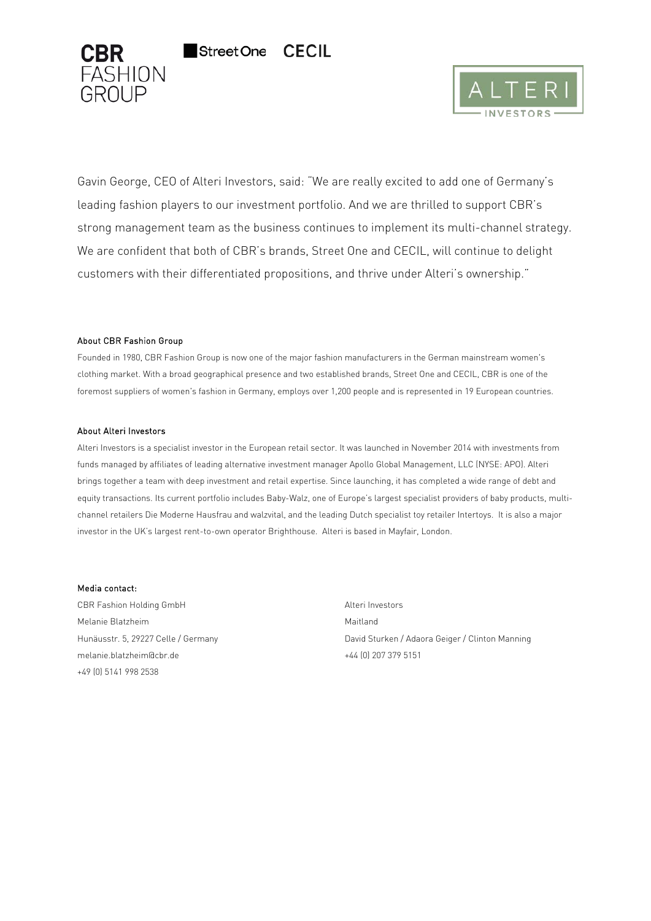Gavin George, CEO of Alteri Investors, said: "We are really excited to add one of Germany's leading fashion players to our investment portfolio. And we are thrilled to support CBR's strong management team as the business continues to implement its multi-channel strategy. We are confident that both of CBR's brands, Street One and CECIL, will continue to delight customers with their differentiated propositions, and thrive under Alteri's ownership."

**About CBR Fashion Group**

Founded in 1980, CBR Fashion Group is now one of the major fashion manufacturers in the German mainstream women's clothing market. With a broad geographical presence and two established brands, Street One and CECIL, CBR is one of the foremost suppliers of women's fashion in Germany, employs over 1,200 people and is represented in 19 European countries.

**About Alteri Investors**

Alteri Investors is a specialist investor in the European retail sector. It was launched in November 2014 with investments from funds managed by affiliates of leading alternative investment manager Apollo Global Management, LLC (NYSE: APO). Alteri brings together a team with deep investment and retail expertise. Since launching, it has completed a wide range of debt and equity transactions. Its current portfolio includes Baby-Walz, one of Europe's largest specialist providers of baby products, multi-channel retailers Die Moderne Hausfrau and walzvital, and the leading Dutch specialist toy retailer Intertoys. It is also a major investor in the UK's largest rent-to-own operator Brighthouse. Alteri is based in Mayfair, London.

**Media contact:**

CBR Fashion Holding GmbH
Melanie Blatzheim
Hunäusstr. 5, 29227 Celle / Germany
melanie.blatzheim@cbr.de
+49 (0) 5141 998 2538

Alteri Investors
Maitland
David Sturken / Adaora Geiger / Clinton Manning
+44 (0) 207 379 5151